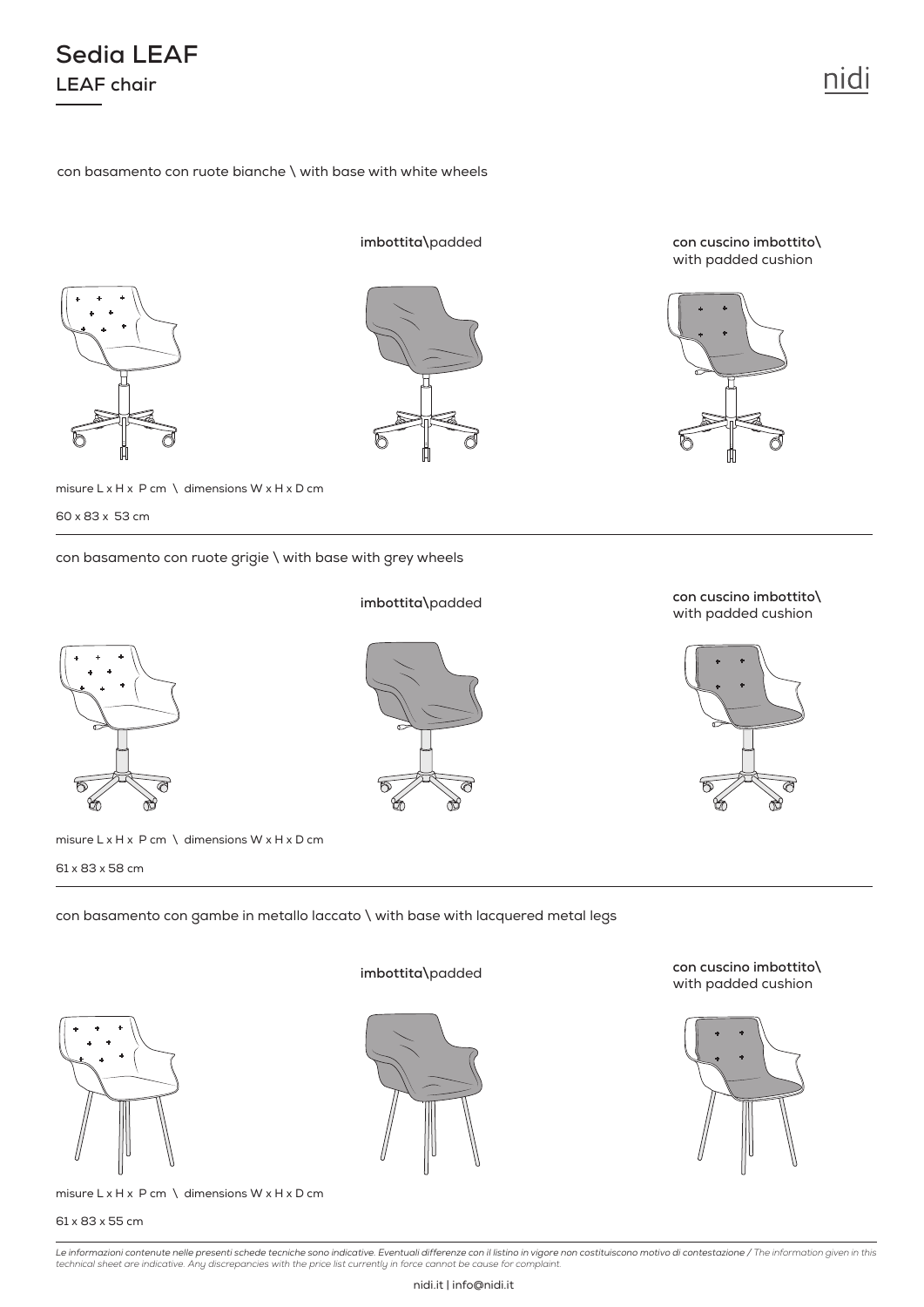# Sedia LEAF

## LEAF chair

nidi

con basamento con ruote bianche \ with base with white wheels

**imbottita\**padded

**con cuscino imbottito\** with padded cushion

misure L x H x P cm \ dimensions W x H x D cm

60 x 83 x 53 cm

con basamento con ruote grigie \ with base with grey wheels

**imbottita\**padded

**con cuscino imbottito\** with padded cushion

misure L x H x P cm \ dimensions W x H x D cm

61 x 83 x 58 cm

con basamento con gambe in metallo laccato \ with base with lacquered metal legs

**imbottita\**padded

**con cuscino imbottito\** with padded cushion

misure L x H x P cm \ dimensions W x H x D cm

61 x 83 x 55 cm

*Le informazioni contenute nelle presenti schede tecniche sono indicative. Eventuali differenze con il listino in vigore non costituiscono motivo di contestazione / The information given in this technical sheet are indicative. Any discrepancies with the price list currently in force cannot be cause for complaint.*

nidi.it | info@nidi.it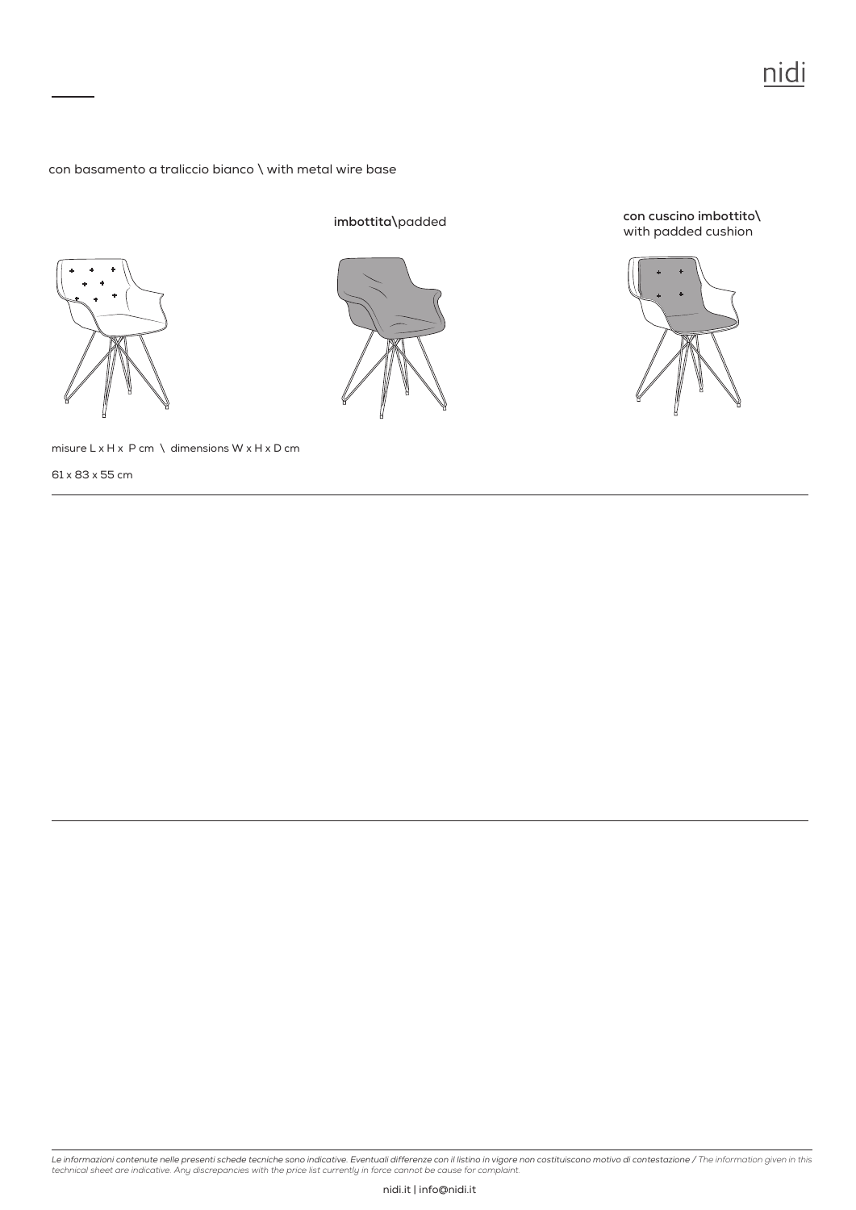con basamento a traliccio bianco \ with metal wire base

**imbottita\\**padded

**con cuscino imbottito\\**
with padded cushion

misure L x H x P cm \ dimensions W x H x D cm

61 x 83 x 55 cm

*Le informazioni contenute nelle presenti schede tecniche sono indicative. Eventuali differenze con il listino in vigore non costituiscono motivo di contestazione / The information given in this technical sheet are indicative. Any discrepancies with the price list currently in force cannot be cause for complaint.*

nidi.it | info@nidi.it